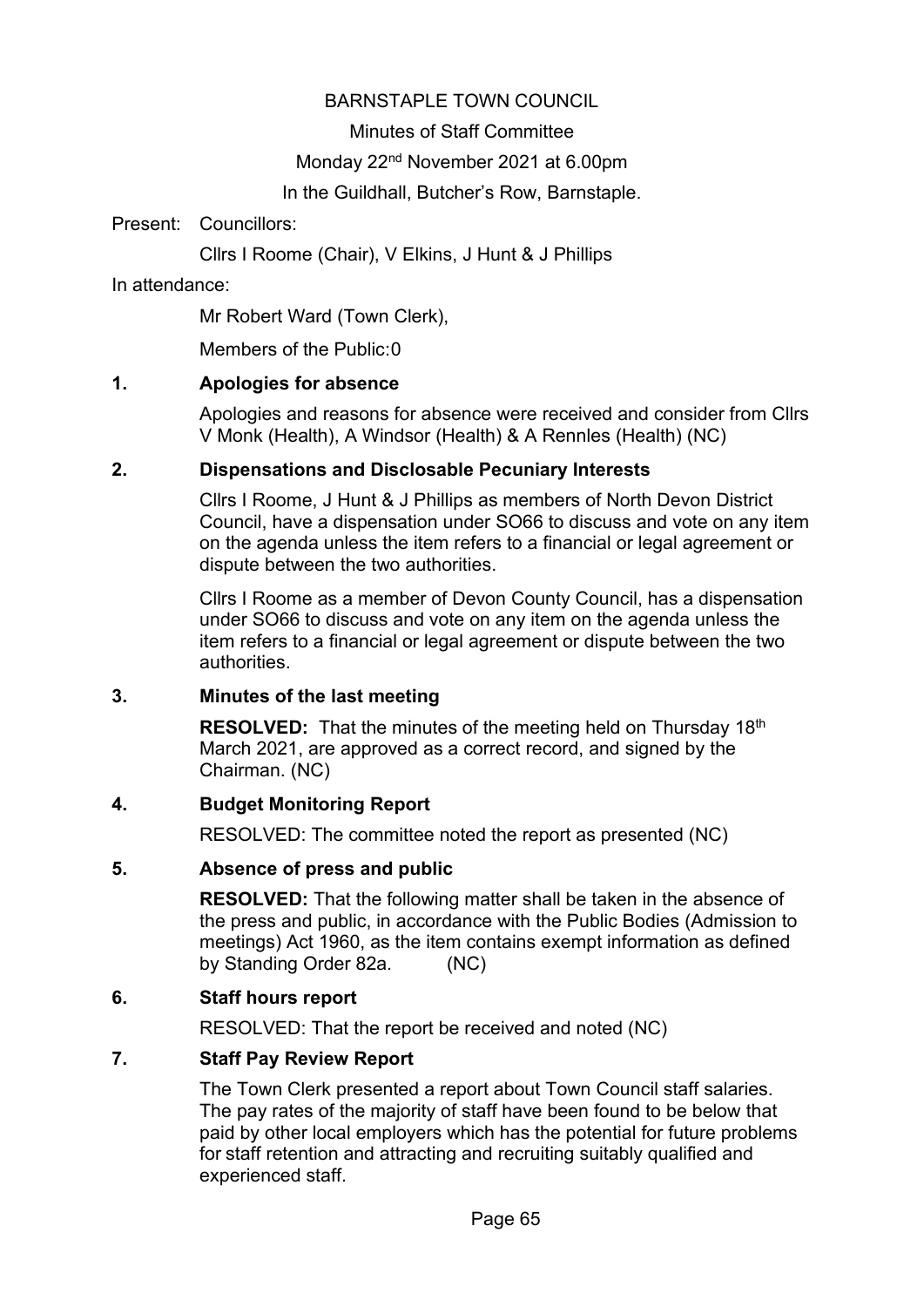BARNSTAPLE TOWN COUNCIL

Minutes of Staff Committee

Monday 22nd November 2021 at 6.00pm

In the Guildhall, Butcher's Row, Barnstaple.

Present: Councillors:

Cllrs I Roome (Chair), V Elkins, J Hunt & J Phillips

In attendance:

Mr Robert Ward (Town Clerk),

Members of the Public:0

## 1. Apologies for absence

Apologies and reasons for absence were received and consider from Cllrs V Monk (Health), A Windsor (Health) & A Rennles (Health) (NC)

## 2. Dispensations and Disclosable Pecuniary Interests

Cllrs I Roome, J Hunt & J Phillips as members of North Devon District Council, have a dispensation under SO66 to discuss and vote on any item on the agenda unless the item refers to a financial or legal agreement or dispute between the two authorities.

Cllrs I Roome as a member of Devon County Council, has a dispensation under SO66 to discuss and vote on any item on the agenda unless the item refers to a financial or legal agreement or dispute between the two authorities.

## 3. Minutes of the last meeting

**RESOLVED:** That the minutes of the meeting held on Thursday 18th March 2021, are approved as a correct record, and signed by the Chairman. (NC)

## 4. Budget Monitoring Report

RESOLVED: The committee noted the report as presented (NC)

## 5. Absence of press and public

**RESOLVED:** That the following matter shall be taken in the absence of the press and public, in accordance with the Public Bodies (Admission to meetings) Act 1960, as the item contains exempt information as defined by Standing Order 82a. (NC)

## 6. Staff hours report

RESOLVED: That the report be received and noted (NC)

## 7. Staff Pay Review Report

The Town Clerk presented a report about Town Council staff salaries. The pay rates of the majority of staff have been found to be below that paid by other local employers which has the potential for future problems for staff retention and attracting and recruiting suitably qualified and experienced staff.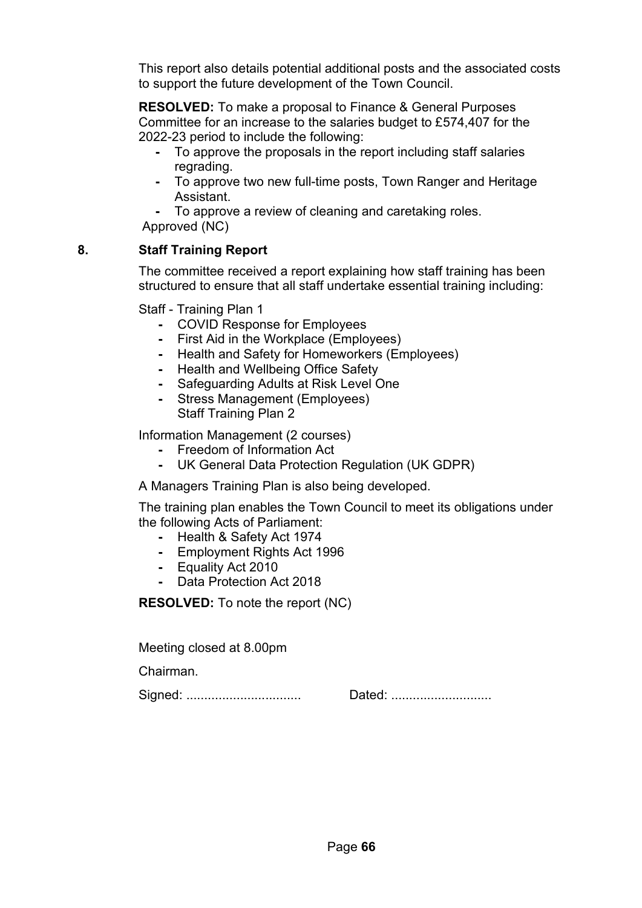This report also details potential additional posts and the associated costs to support the future development of the Town Council.

**RESOLVED:** To make a proposal to Finance & General Purposes Committee for an increase to the salaries budget to £574,407 for the 2022-23 period to include the following:

- To approve the proposals in the report including staff salaries regrading.
- To approve two new full-time posts, Town Ranger and Heritage Assistant.
- To approve a review of cleaning and caretaking roles.

Approved (NC)

## 8. Staff Training Report

The committee received a report explaining how staff training has been structured to ensure that all staff undertake essential training including:

Staff - Training Plan 1

- COVID Response for Employees
- First Aid in the Workplace (Employees)
- Health and Safety for Homeworkers (Employees)
- Health and Wellbeing Office Safety
- Safeguarding Adults at Risk Level One
- Stress Management (Employees)
  Staff Training Plan 2

Information Management (2 courses)

- Freedom of Information Act
- UK General Data Protection Regulation (UK GDPR)

A Managers Training Plan is also being developed.

The training plan enables the Town Council to meet its obligations under the following Acts of Parliament:

- Health & Safety Act 1974
- Employment Rights Act 1996
- Equality Act 2010
- Data Protection Act 2018

**RESOLVED:** To note the report (NC)

Meeting closed at 8.00pm

Chairman.

Signed: ................................ Dated: ............................